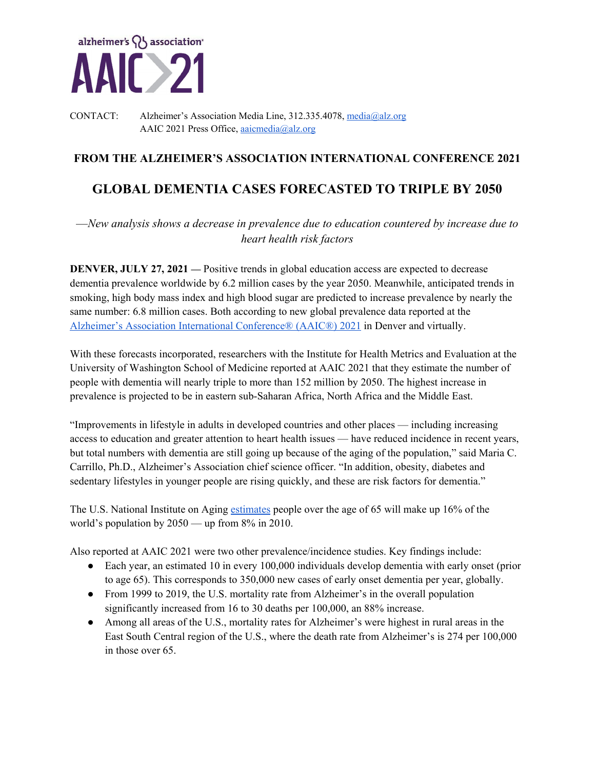alzheimer's association

# AAIC 21

CONTACT: Alzheimer's Association Media Line, 312.335.4078, media@alz.org
AAIC 2021 Press Office, aaicmedia@alz.org

**FROM THE ALZHEIMER'S ASSOCIATION INTERNATIONAL CONFERENCE 2021**

## GLOBAL DEMENTIA CASES FORECASTED TO TRIPLE BY 2050

*—New analysis shows a decrease in prevalence due to education countered by increase due to heart health risk factors*

**DENVER, JULY 27, 2021 —** Positive trends in global education access are expected to decrease dementia prevalence worldwide by 6.2 million cases by the year 2050. Meanwhile, anticipated trends in smoking, high body mass index and high blood sugar are predicted to increase prevalence by nearly the same number: 6.8 million cases. Both according to new global prevalence data reported at the Alzheimer's Association International Conference® (AAIC®) 2021 in Denver and virtually.

With these forecasts incorporated, researchers with the Institute for Health Metrics and Evaluation at the University of Washington School of Medicine reported at AAIC 2021 that they estimate the number of people with dementia will nearly triple to more than 152 million by 2050. The highest increase in prevalence is projected to be in eastern sub-Saharan Africa, North Africa and the Middle East.

"Improvements in lifestyle in adults in developed countries and other places — including increasing access to education and greater attention to heart health issues — have reduced incidence in recent years, but total numbers with dementia are still going up because of the aging of the population," said Maria C. Carrillo, Ph.D., Alzheimer's Association chief science officer. "In addition, obesity, diabetes and sedentary lifestyles in younger people are rising quickly, and these are risk factors for dementia."

The U.S. National Institute on Aging estimates people over the age of 65 will make up 16% of the world's population by 2050 — up from 8% in 2010.

Also reported at AAIC 2021 were two other prevalence/incidence studies. Key findings include:

- Each year, an estimated 10 in every 100,000 individuals develop dementia with early onset (prior to age 65). This corresponds to 350,000 new cases of early onset dementia per year, globally.
- From 1999 to 2019, the U.S. mortality rate from Alzheimer's in the overall population significantly increased from 16 to 30 deaths per 100,000, an 88% increase.
- Among all areas of the U.S., mortality rates for Alzheimer's were highest in rural areas in the East South Central region of the U.S., where the death rate from Alzheimer's is 274 per 100,000 in those over 65.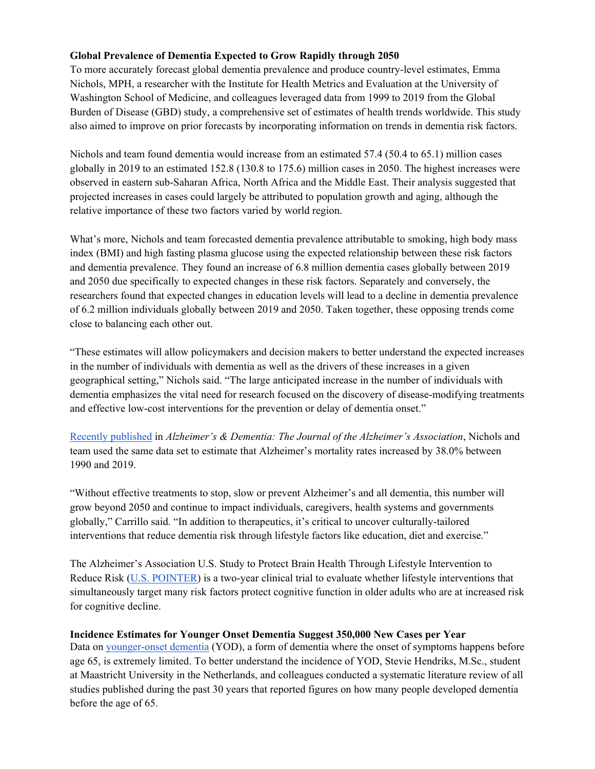**Global Prevalence of Dementia Expected to Grow Rapidly through 2050**

To more accurately forecast global dementia prevalence and produce country-level estimates, Emma Nichols, MPH, a researcher with the Institute for Health Metrics and Evaluation at the University of Washington School of Medicine, and colleagues leveraged data from 1999 to 2019 from the Global Burden of Disease (GBD) study, a comprehensive set of estimates of health trends worldwide. This study also aimed to improve on prior forecasts by incorporating information on trends in dementia risk factors.

Nichols and team found dementia would increase from an estimated 57.4 (50.4 to 65.1) million cases globally in 2019 to an estimated 152.8 (130.8 to 175.6) million cases in 2050. The highest increases were observed in eastern sub-Saharan Africa, North Africa and the Middle East. Their analysis suggested that projected increases in cases could largely be attributed to population growth and aging, although the relative importance of these two factors varied by world region.

What's more, Nichols and team forecasted dementia prevalence attributable to smoking, high body mass index (BMI) and high fasting plasma glucose using the expected relationship between these risk factors and dementia prevalence. They found an increase of 6.8 million dementia cases globally between 2019 and 2050 due specifically to expected changes in these risk factors. Separately and conversely, the researchers found that expected changes in education levels will lead to a decline in dementia prevalence of 6.2 million individuals globally between 2019 and 2050. Taken together, these opposing trends come close to balancing each other out.

"These estimates will allow policymakers and decision makers to better understand the expected increases in the number of individuals with dementia as well as the drivers of these increases in a given geographical setting," Nichols said. "The large anticipated increase in the number of individuals with dementia emphasizes the vital need for research focused on the discovery of disease-modifying treatments and effective low-cost interventions for the prevention or delay of dementia onset."

Recently published in *Alzheimer's & Dementia: The Journal of the Alzheimer's Association*, Nichols and team used the same data set to estimate that Alzheimer's mortality rates increased by 38.0% between 1990 and 2019.

"Without effective treatments to stop, slow or prevent Alzheimer's and all dementia, this number will grow beyond 2050 and continue to impact individuals, caregivers, health systems and governments globally," Carrillo said. "In addition to therapeutics, it's critical to uncover culturally-tailored interventions that reduce dementia risk through lifestyle factors like education, diet and exercise."

The Alzheimer's Association U.S. Study to Protect Brain Health Through Lifestyle Intervention to Reduce Risk (U.S. POINTER) is a two-year clinical trial to evaluate whether lifestyle interventions that simultaneously target many risk factors protect cognitive function in older adults who are at increased risk for cognitive decline.

**Incidence Estimates for Younger Onset Dementia Suggest 350,000 New Cases per Year**

Data on younger-onset dementia (YOD), a form of dementia where the onset of symptoms happens before age 65, is extremely limited. To better understand the incidence of YOD, Stevie Hendriks, M.Sc., student at Maastricht University in the Netherlands, and colleagues conducted a systematic literature review of all studies published during the past 30 years that reported figures on how many people developed dementia before the age of 65.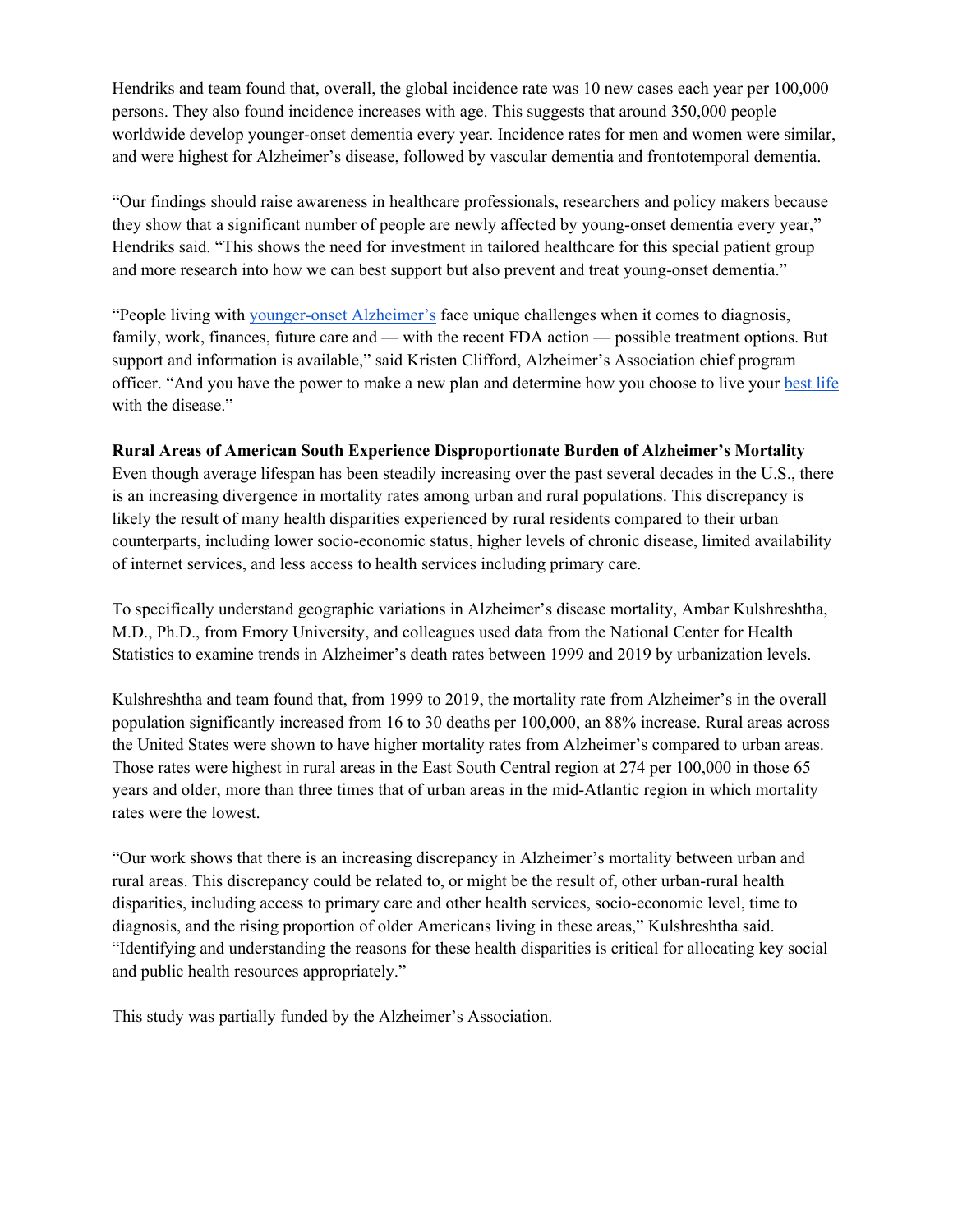Hendriks and team found that, overall, the global incidence rate was 10 new cases each year per 100,000 persons. They also found incidence increases with age. This suggests that around 350,000 people worldwide develop younger-onset dementia every year. Incidence rates for men and women were similar, and were highest for Alzheimer's disease, followed by vascular dementia and frontotemporal dementia.

"Our findings should raise awareness in healthcare professionals, researchers and policy makers because they show that a significant number of people are newly affected by young-onset dementia every year," Hendriks said. "This shows the need for investment in tailored healthcare for this special patient group and more research into how we can best support but also prevent and treat young-onset dementia."

"People living with younger-onset Alzheimer's face unique challenges when it comes to diagnosis, family, work, finances, future care and — with the recent FDA action — possible treatment options. But support and information is available," said Kristen Clifford, Alzheimer's Association chief program officer. "And you have the power to make a new plan and determine how you choose to live your best life with the disease."

**Rural Areas of American South Experience Disproportionate Burden of Alzheimer's Mortality**

Even though average lifespan has been steadily increasing over the past several decades in the U.S., there is an increasing divergence in mortality rates among urban and rural populations. This discrepancy is likely the result of many health disparities experienced by rural residents compared to their urban counterparts, including lower socio-economic status, higher levels of chronic disease, limited availability of internet services, and less access to health services including primary care.

To specifically understand geographic variations in Alzheimer's disease mortality, Ambar Kulshreshtha, M.D., Ph.D., from Emory University, and colleagues used data from the National Center for Health Statistics to examine trends in Alzheimer's death rates between 1999 and 2019 by urbanization levels.

Kulshreshtha and team found that, from 1999 to 2019, the mortality rate from Alzheimer's in the overall population significantly increased from 16 to 30 deaths per 100,000, an 88% increase. Rural areas across the United States were shown to have higher mortality rates from Alzheimer's compared to urban areas. Those rates were highest in rural areas in the East South Central region at 274 per 100,000 in those 65 years and older, more than three times that of urban areas in the mid-Atlantic region in which mortality rates were the lowest.

"Our work shows that there is an increasing discrepancy in Alzheimer's mortality between urban and rural areas. This discrepancy could be related to, or might be the result of, other urban-rural health disparities, including access to primary care and other health services, socio-economic level, time to diagnosis, and the rising proportion of older Americans living in these areas," Kulshreshtha said. "Identifying and understanding the reasons for these health disparities is critical for allocating key social and public health resources appropriately."

This study was partially funded by the Alzheimer's Association.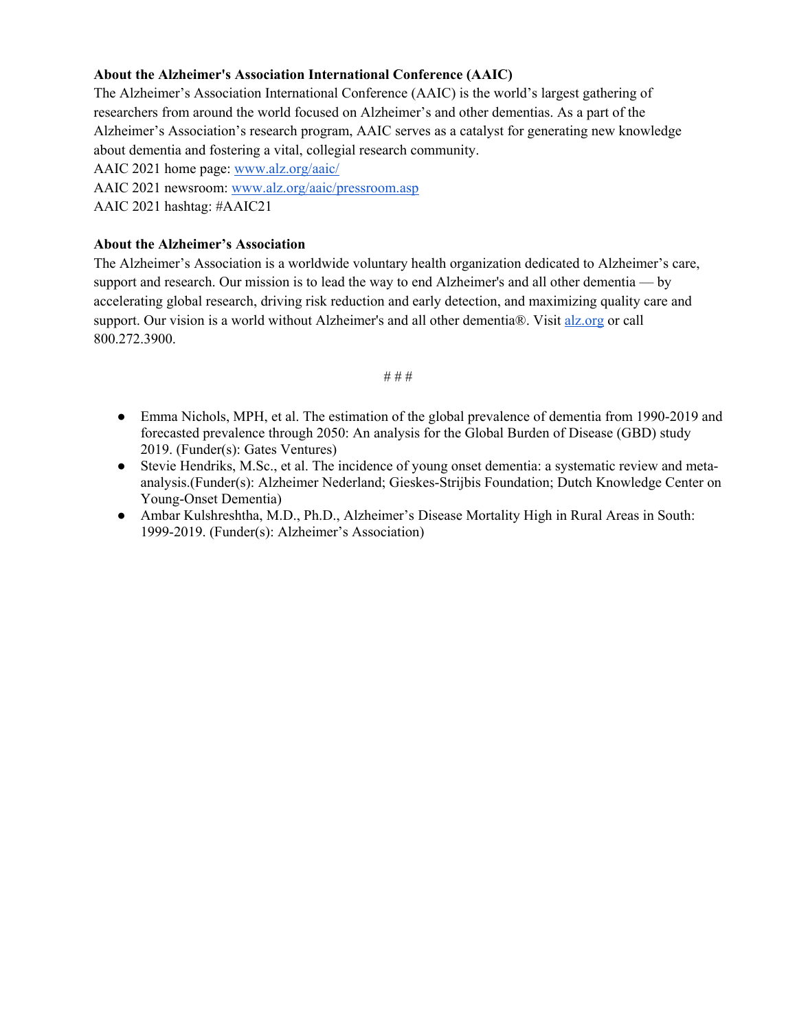**About the Alzheimer's Association International Conference (AAIC)**
The Alzheimer's Association International Conference (AAIC) is the world's largest gathering of researchers from around the world focused on Alzheimer's and other dementias. As a part of the Alzheimer's Association's research program, AAIC serves as a catalyst for generating new knowledge about dementia and fostering a vital, collegial research community.
AAIC 2021 home page: [www.alz.org/aaic/](www.alz.org/aaic/)
AAIC 2021 newsroom: [www.alz.org/aaic/pressroom.asp](www.alz.org/aaic/pressroom.asp)
AAIC 2021 hashtag: #AAIC21

**About the Alzheimer's Association**
The Alzheimer's Association is a worldwide voluntary health organization dedicated to Alzheimer's care, support and research. Our mission is to lead the way to end Alzheimer's and all other dementia — by accelerating global research, driving risk reduction and early detection, and maximizing quality care and support. Our vision is a world without Alzheimer's and all other dementia®. Visit [alz.org](alz.org) or call 800.272.3900.

# # #

- Emma Nichols, MPH, et al. The estimation of the global prevalence of dementia from 1990-2019 and forecasted prevalence through 2050: An analysis for the Global Burden of Disease (GBD) study 2019. (Funder(s): Gates Ventures)
- Stevie Hendriks, M.Sc., et al. The incidence of young onset dementia: a systematic review and meta-analysis.(Funder(s): Alzheimer Nederland; Gieskes-Strijbis Foundation; Dutch Knowledge Center on Young-Onset Dementia)
- Ambar Kulshreshtha, M.D., Ph.D., Alzheimer's Disease Mortality High in Rural Areas in South: 1999-2019. (Funder(s): Alzheimer's Association)